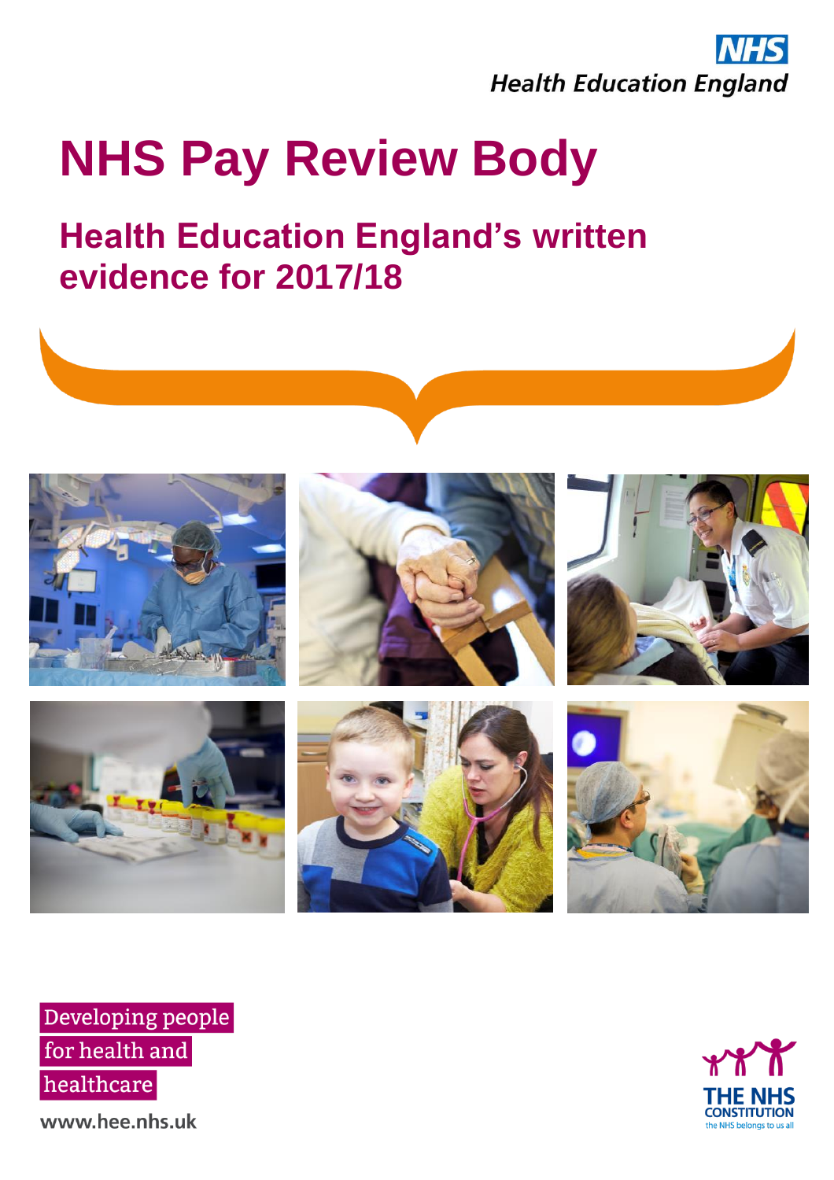NHS
Health Education England

# NHS Pay Review Body

## Health Education England's written evidence for 2017/18

Developing people for health and healthcare

www.hee.nhs.uk

THE NHS CONSTITUTION
the NHS belongs to us all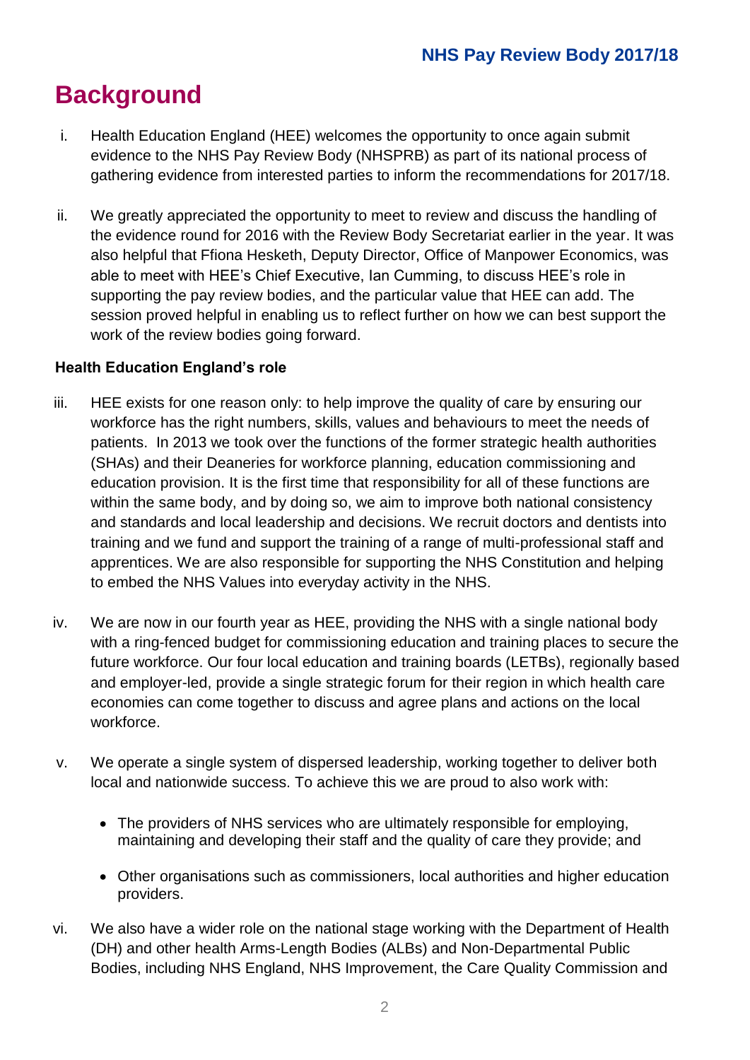# Background

i. Health Education England (HEE) welcomes the opportunity to once again submit evidence to the NHS Pay Review Body (NHSPRB) as part of its national process of gathering evidence from interested parties to inform the recommendations for 2017/18.

ii. We greatly appreciated the opportunity to meet to review and discuss the handling of the evidence round for 2016 with the Review Body Secretariat earlier in the year. It was also helpful that Ffiona Hesketh, Deputy Director, Office of Manpower Economics, was able to meet with HEE's Chief Executive, Ian Cumming, to discuss HEE's role in supporting the pay review bodies, and the particular value that HEE can add. The session proved helpful in enabling us to reflect further on how we can best support the work of the review bodies going forward.

**Health Education England's role**

iii. HEE exists for one reason only: to help improve the quality of care by ensuring our workforce has the right numbers, skills, values and behaviours to meet the needs of patients. In 2013 we took over the functions of the former strategic health authorities (SHAs) and their Deaneries for workforce planning, education commissioning and education provision. It is the first time that responsibility for all of these functions are within the same body, and by doing so, we aim to improve both national consistency and standards and local leadership and decisions. We recruit doctors and dentists into training and we fund and support the training of a range of multi-professional staff and apprentices. We are also responsible for supporting the NHS Constitution and helping to embed the NHS Values into everyday activity in the NHS.

iv. We are now in our fourth year as HEE, providing the NHS with a single national body with a ring-fenced budget for commissioning education and training places to secure the future workforce. Our four local education and training boards (LETBs), regionally based and employer-led, provide a single strategic forum for their region in which health care economies can come together to discuss and agree plans and actions on the local workforce.

v. We operate a single system of dispersed leadership, working together to deliver both local and nationwide success. To achieve this we are proud to also work with:

- The providers of NHS services who are ultimately responsible for employing, maintaining and developing their staff and the quality of care they provide; and
- Other organisations such as commissioners, local authorities and higher education providers.

vi. We also have a wider role on the national stage working with the Department of Health (DH) and other health Arms-Length Bodies (ALBs) and Non-Departmental Public Bodies, including NHS England, NHS Improvement, the Care Quality Commission and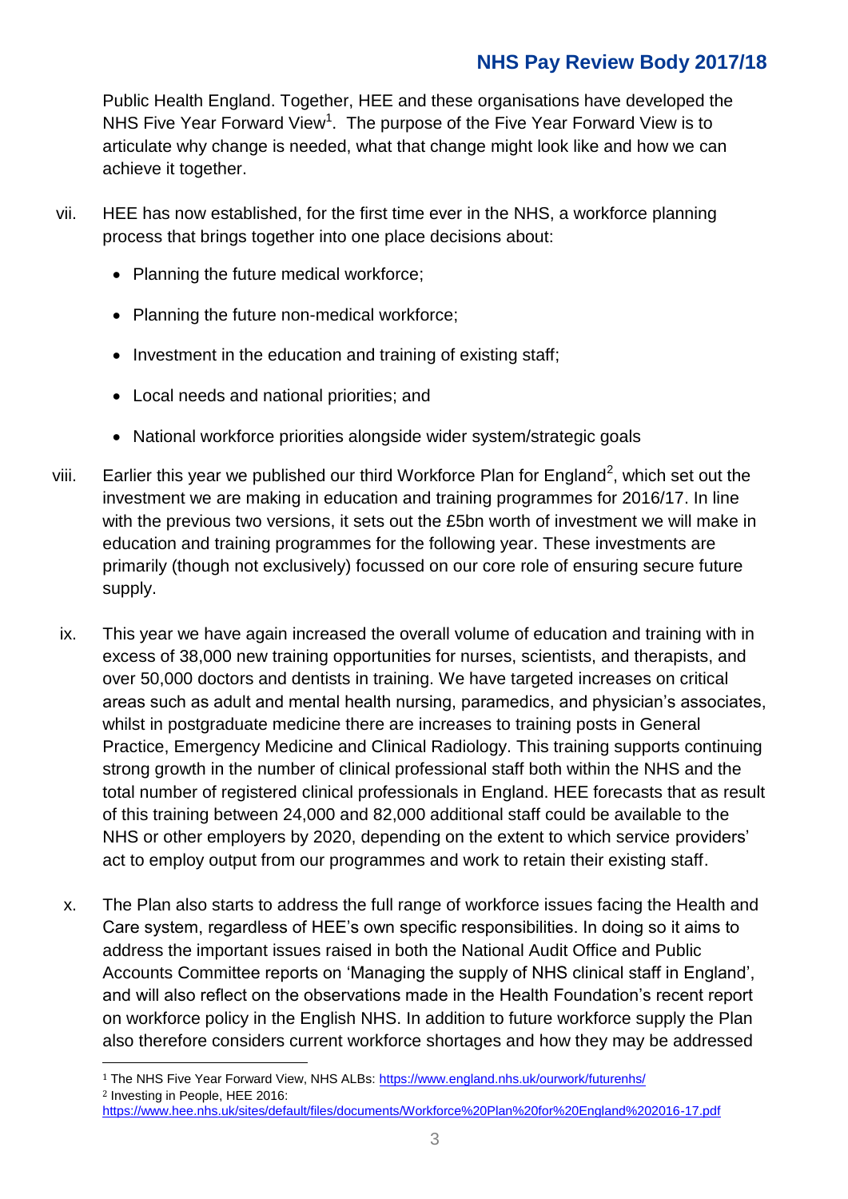Public Health England. Together, HEE and these organisations have developed the NHS Five Year Forward View[1]. The purpose of the Five Year Forward View is to articulate why change is needed, what that change might look like and how we can achieve it together.

vii. HEE has now established, for the first time ever in the NHS, a workforce planning process that brings together into one place decisions about:

- Planning the future medical workforce;
- Planning the future non-medical workforce;
- Investment in the education and training of existing staff;
- Local needs and national priorities; and
- National workforce priorities alongside wider system/strategic goals

viii. Earlier this year we published our third Workforce Plan for England[2], which set out the investment we are making in education and training programmes for 2016/17. In line with the previous two versions, it sets out the £5bn worth of investment we will make in education and training programmes for the following year. These investments are primarily (though not exclusively) focussed on our core role of ensuring secure future supply.

ix. This year we have again increased the overall volume of education and training with in excess of 38,000 new training opportunities for nurses, scientists, and therapists, and over 50,000 doctors and dentists in training. We have targeted increases on critical areas such as adult and mental health nursing, paramedics, and physician's associates, whilst in postgraduate medicine there are increases to training posts in General Practice, Emergency Medicine and Clinical Radiology. This training supports continuing strong growth in the number of clinical professional staff both within the NHS and the total number of registered clinical professionals in England. HEE forecasts that as result of this training between 24,000 and 82,000 additional staff could be available to the NHS or other employers by 2020, depending on the extent to which service providers' act to employ output from our programmes and work to retain their existing staff.

x. The Plan also starts to address the full range of workforce issues facing the Health and Care system, regardless of HEE's own specific responsibilities. In doing so it aims to address the important issues raised in both the National Audit Office and Public Accounts Committee reports on 'Managing the supply of NHS clinical staff in England', and will also reflect on the observations made in the Health Foundation's recent report on workforce policy in the English NHS. In addition to future workforce supply the Plan also therefore considers current workforce shortages and how they may be addressed

---

[1] The NHS Five Year Forward View, NHS ALBs: https://www.england.nhs.uk/ourwork/futurenhs/

[2] Investing in People, HEE 2016: https://www.hee.nhs.uk/sites/default/files/documents/Workforce%20Plan%20for%20England%202016-17.pdf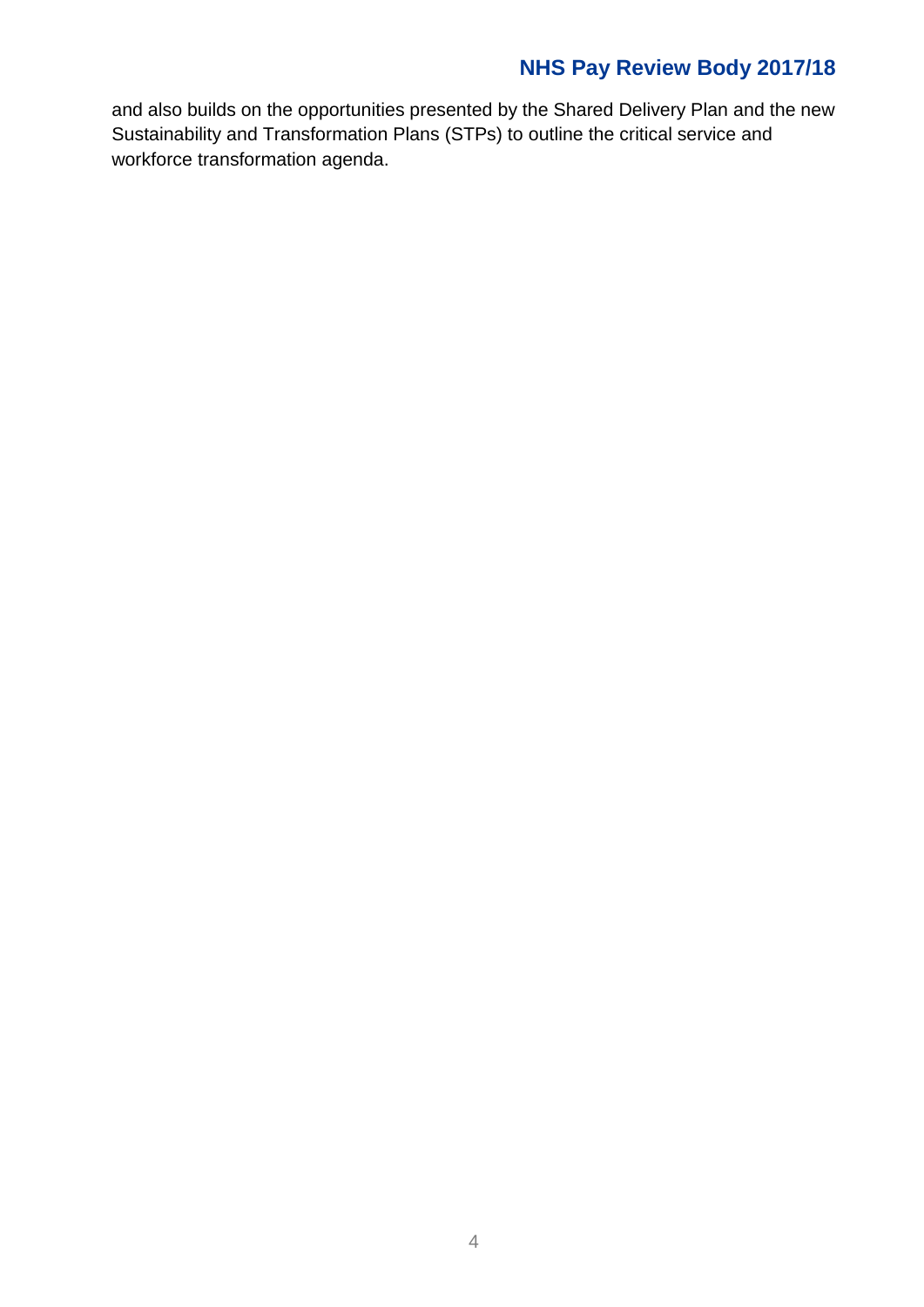and also builds on the opportunities presented by the Shared Delivery Plan and the new Sustainability and Transformation Plans (STPs) to outline the critical service and workforce transformation agenda.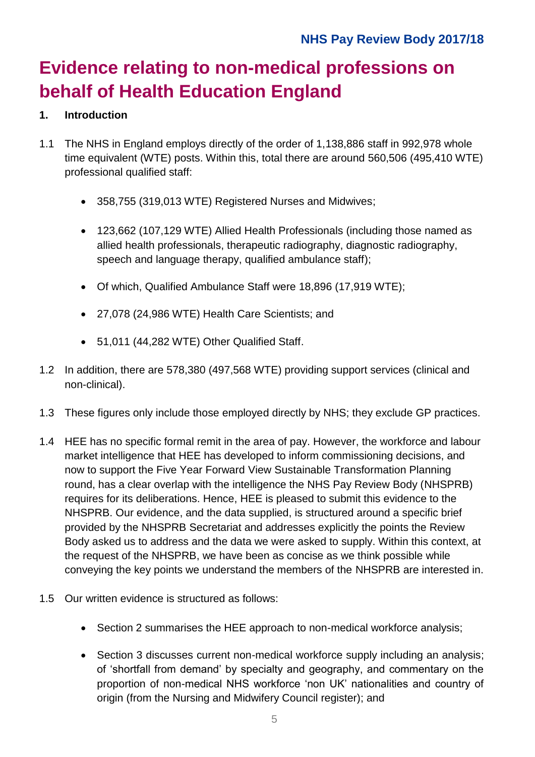# Evidence relating to non-medical professions on behalf of Health Education England

## 1. Introduction

1.1 The NHS in England employs directly of the order of 1,138,886 staff in 992,978 whole time equivalent (WTE) posts. Within this, total there are around 560,506 (495,410 WTE) professional qualified staff:

- 358,755 (319,013 WTE) Registered Nurses and Midwives;
- 123,662 (107,129 WTE) Allied Health Professionals (including those named as allied health professionals, therapeutic radiography, diagnostic radiography, speech and language therapy, qualified ambulance staff);
- Of which, Qualified Ambulance Staff were 18,896 (17,919 WTE);
- 27,078 (24,986 WTE) Health Care Scientists; and
- 51,011 (44,282 WTE) Other Qualified Staff.

1.2 In addition, there are 578,380 (497,568 WTE) providing support services (clinical and non-clinical).

1.3 These figures only include those employed directly by NHS; they exclude GP practices.

1.4 HEE has no specific formal remit in the area of pay. However, the workforce and labour market intelligence that HEE has developed to inform commissioning decisions, and now to support the Five Year Forward View Sustainable Transformation Planning round, has a clear overlap with the intelligence the NHS Pay Review Body (NHSPRB) requires for its deliberations. Hence, HEE is pleased to submit this evidence to the NHSPRB. Our evidence, and the data supplied, is structured around a specific brief provided by the NHSPRB Secretariat and addresses explicitly the points the Review Body asked us to address and the data we were asked to supply. Within this context, at the request of the NHSPRB, we have been as concise as we think possible while conveying the key points we understand the members of the NHSPRB are interested in.

1.5 Our written evidence is structured as follows:

- Section 2 summarises the HEE approach to non-medical workforce analysis;
- Section 3 discusses current non-medical workforce supply including an analysis; of 'shortfall from demand' by specialty and geography, and commentary on the proportion of non-medical NHS workforce 'non UK' nationalities and country of origin (from the Nursing and Midwifery Council register); and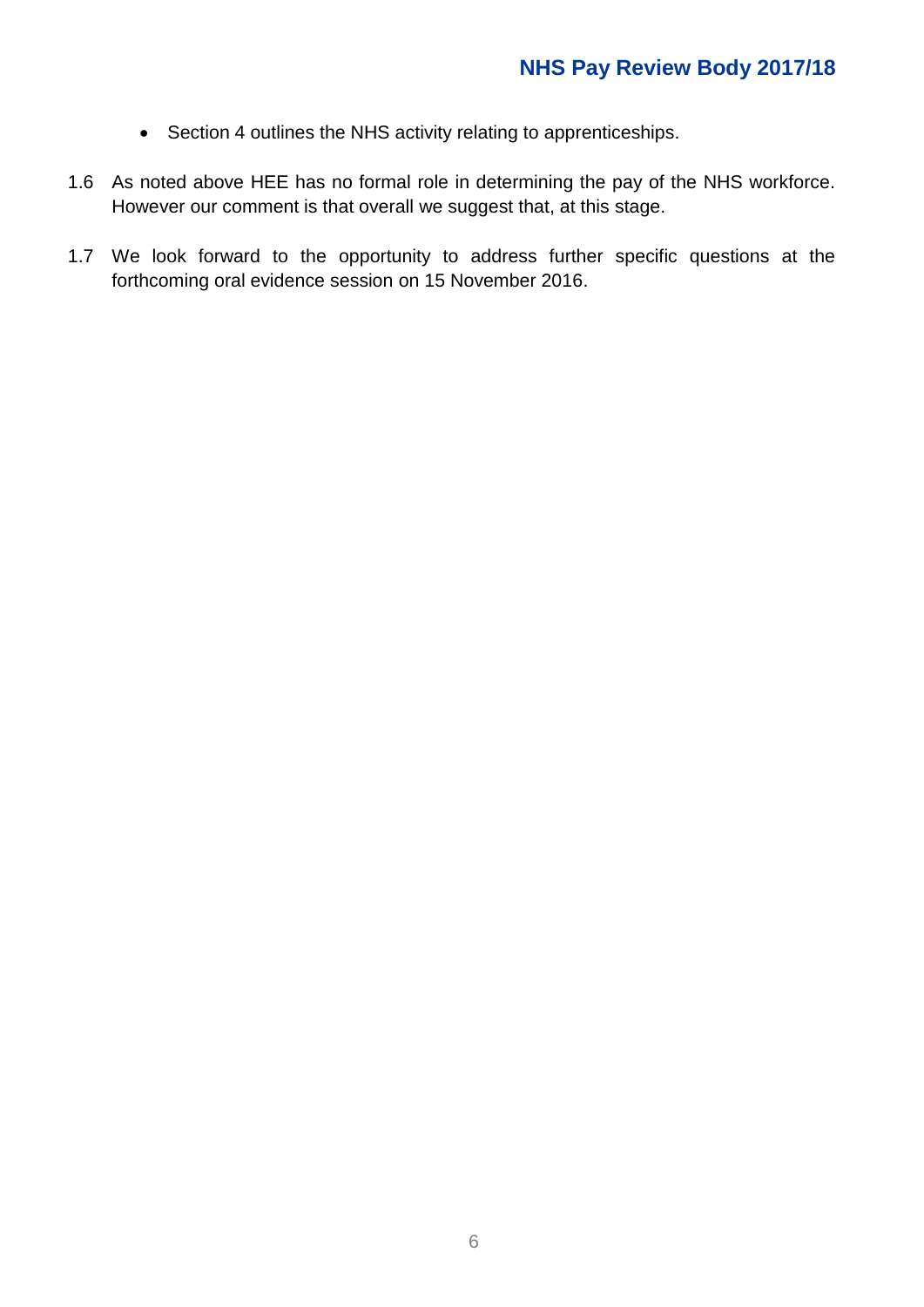- Section 4 outlines the NHS activity relating to apprenticeships.

1.6 As noted above HEE has no formal role in determining the pay of the NHS workforce. However our comment is that overall we suggest that, at this stage.

1.7 We look forward to the opportunity to address further specific questions at the forthcoming oral evidence session on 15 November 2016.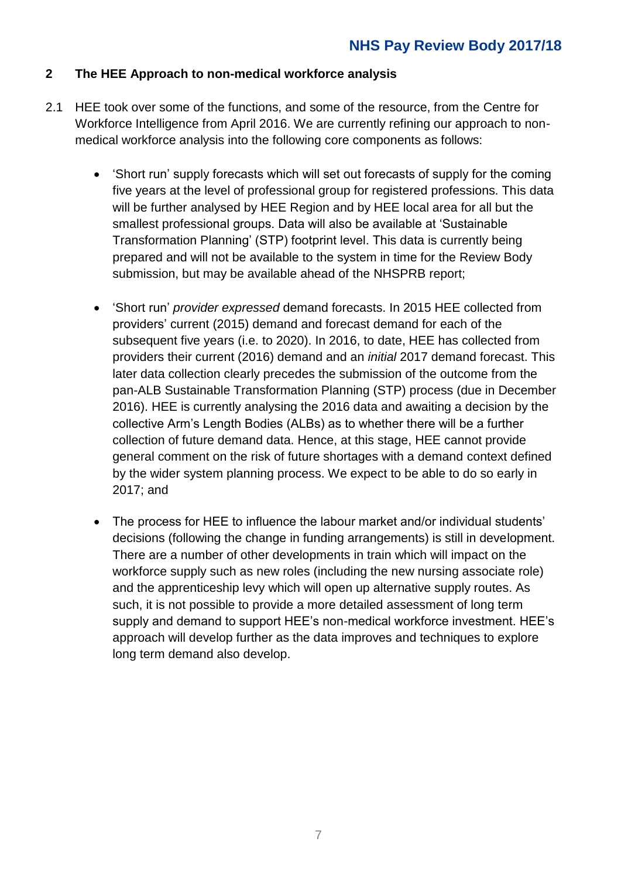## 2 The HEE Approach to non-medical workforce analysis

2.1 HEE took over some of the functions, and some of the resource, from the Centre for Workforce Intelligence from April 2016. We are currently refining our approach to non-medical workforce analysis into the following core components as follows:

- ‘Short run’ supply forecasts which will set out forecasts of supply for the coming five years at the level of professional group for registered professions. This data will be further analysed by HEE Region and by HEE local area for all but the smallest professional groups. Data will also be available at ‘Sustainable Transformation Planning’ (STP) footprint level. This data is currently being prepared and will not be available to the system in time for the Review Body submission, but may be available ahead of the NHSPRB report;

- ‘Short run’ *provider expressed* demand forecasts. In 2015 HEE collected from providers’ current (2015) demand and forecast demand for each of the subsequent five years (i.e. to 2020). In 2016, to date, HEE has collected from providers their current (2016) demand and an *initial* 2017 demand forecast. This later data collection clearly precedes the submission of the outcome from the pan-ALB Sustainable Transformation Planning (STP) process (due in December 2016). HEE is currently analysing the 2016 data and awaiting a decision by the collective Arm’s Length Bodies (ALBs) as to whether there will be a further collection of future demand data. Hence, at this stage, HEE cannot provide general comment on the risk of future shortages with a demand context defined by the wider system planning process. We expect to be able to do so early in 2017; and

- The process for HEE to influence the labour market and/or individual students’ decisions (following the change in funding arrangements) is still in development. There are a number of other developments in train which will impact on the workforce supply such as new roles (including the new nursing associate role) and the apprenticeship levy which will open up alternative supply routes. As such, it is not possible to provide a more detailed assessment of long term supply and demand to support HEE’s non-medical workforce investment. HEE’s approach will develop further as the data improves and techniques to explore long term demand also develop.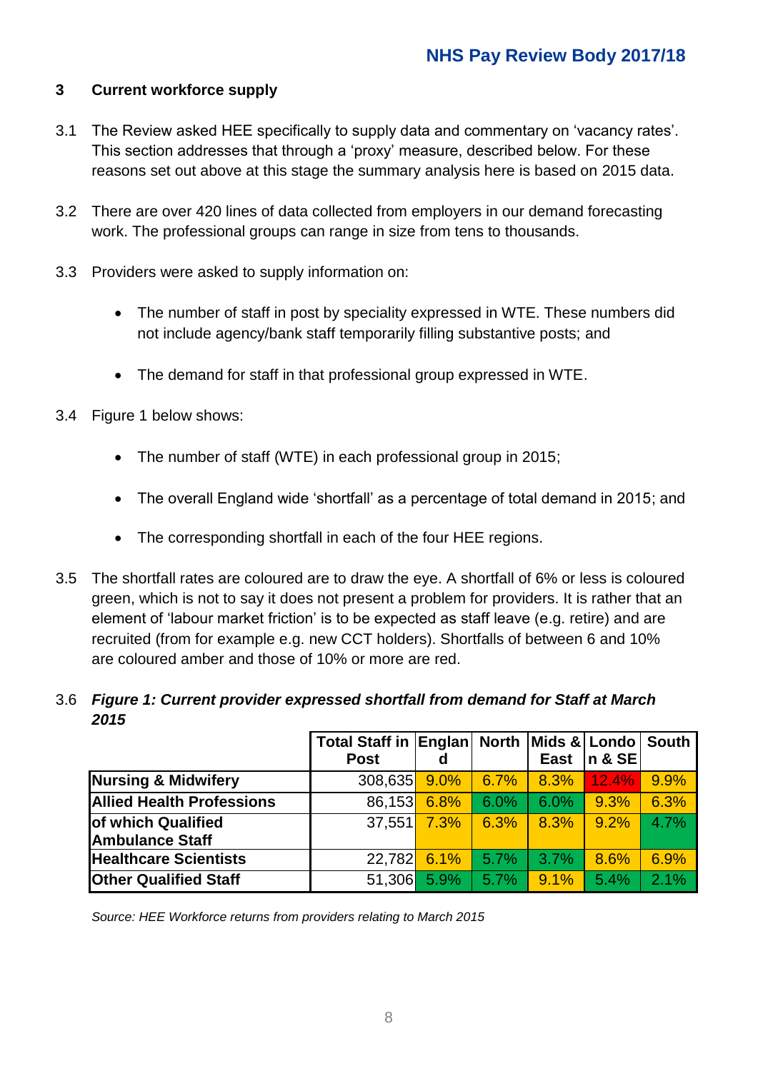## 3 Current workforce supply

3.1 The Review asked HEE specifically to supply data and commentary on 'vacancy rates'. This section addresses that through a 'proxy' measure, described below. For these reasons set out above at this stage the summary analysis here is based on 2015 data.

3.2 There are over 420 lines of data collected from employers in our demand forecasting work. The professional groups can range in size from tens to thousands.

3.3 Providers were asked to supply information on:

- The number of staff in post by speciality expressed in WTE. These numbers did not include agency/bank staff temporarily filling substantive posts; and
- The demand for staff in that professional group expressed in WTE.

3.4 Figure 1 below shows:

- The number of staff (WTE) in each professional group in 2015;
- The overall England wide 'shortfall' as a percentage of total demand in 2015; and
- The corresponding shortfall in each of the four HEE regions.

3.5 The shortfall rates are coloured are to draw the eye. A shortfall of 6% or less is coloured green, which is not to say it does not present a problem for providers. It is rather that an element of 'labour market friction' is to be expected as staff leave (e.g. retire) and are recruited (from for example e.g. new CCT holders). Shortfalls of between 6 and 10% are coloured amber and those of 10% or more are red.

3.6 ***Figure 1: Current provider expressed shortfall from demand for Staff at March 2015***

| | Total Staff in Post | England | North | Mids & East | London & SE | South |
|---|---|---|---|---|---|---|
| **Nursing & Midwifery** | 308,635 | 9.0% | 6.7% | 8.3% | 12.4% | 9.9% |
| **Allied Health Professions** | 86,153 | 6.8% | 6.0% | 6.0% | 9.3% | 6.3% |
| **of which Qualified Ambulance Staff** | 37,551 | 7.3% | 6.3% | 8.3% | 9.2% | 4.7% |
| **Healthcare Scientists** | 22,782 | 6.1% | 5.7% | 3.7% | 8.6% | 6.9% |
| **Other Qualified Staff** | 51,306 | 5.9% | 5.7% | 9.1% | 5.4% | 2.1% |

*Source: HEE Workforce returns from providers relating to March 2015*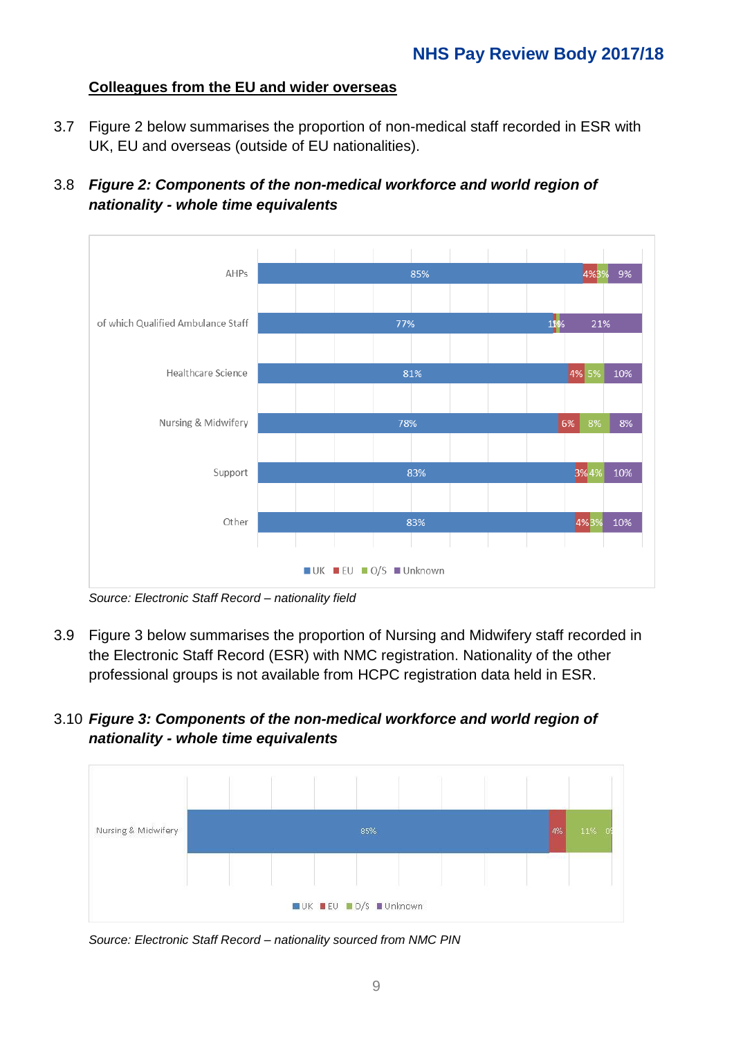### Colleagues from the EU and wider overseas

3.7 Figure 2 below summarises the proportion of non-medical staff recorded in ESR with UK, EU and overseas (outside of EU nationalities).

3.8 ***Figure 2: Components of the non-medical workforce and world region of nationality - whole time equivalents***

| | UK | EU | O/S | Unknown |
|---|---|---|---|---|
| AHPs | 85% | 4% | 3% | 9% |
| of which Qualified Ambulance Staff | 77% | 1% | 1% | 21% |
| Healthcare Science | 81% | 4% | 5% | 10% |
| Nursing & Midwifery | 78% | 6% | 8% | 8% |
| Support | 83% | 3% | 4% | 10% |
| Other | 83% | 4% | 3% | 10% |

*Source: Electronic Staff Record – nationality field*

3.9 Figure 3 below summarises the proportion of Nursing and Midwifery staff recorded in the Electronic Staff Record (ESR) with NMC registration. Nationality of the other professional groups is not available from HCPC registration data held in ESR.

3.10 ***Figure 3: Components of the non-medical workforce and world region of nationality - whole time equivalents***

| | UK | EU | O/S | Unknown |
|---|---|---|---|---|
| Nursing & Midwifery | 85% | 4% | 11% | 0% |

*Source: Electronic Staff Record – nationality sourced from NMC PIN*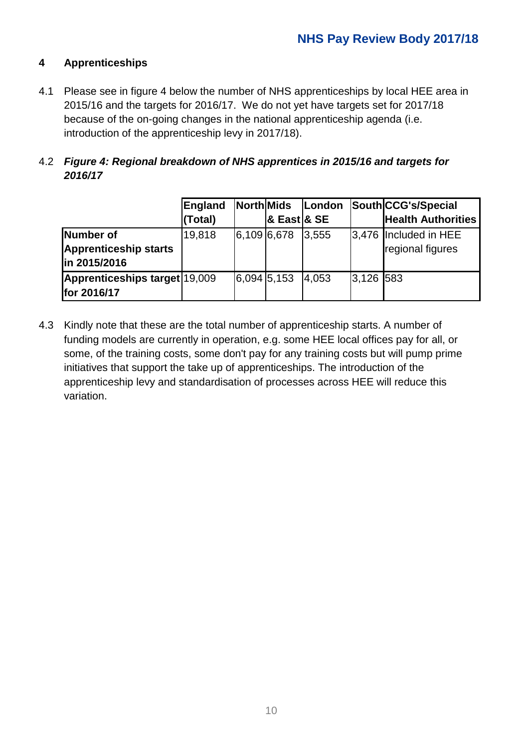## 4 Apprenticeships

4.1 Please see in figure 4 below the number of NHS apprenticeships by local HEE area in 2015/16 and the targets for 2016/17. We do not yet have targets set for 2017/18 because of the on-going changes in the national apprenticeship agenda (i.e. introduction of the apprenticeship levy in 2017/18).

4.2 ***Figure 4: Regional breakdown of NHS apprentices in 2015/16 and targets for 2016/17***

| | England (Total) | North | Mids & East | London & SE | South | CCG's/Special Health Authorities |
|---|---|---|---|---|---|---|
| **Number of Apprenticeship starts in 2015/2016** | 19,818 | 6,109 | 6,678 | 3,555 | 3,476 | Included in HEE regional figures |
| **Apprenticeships target for 2016/17** | 19,009 | 6,094 | 5,153 | 4,053 | 3,126 | 583 |

4.3 Kindly note that these are the total number of apprenticeship starts. A number of funding models are currently in operation, e.g. some HEE local offices pay for all, or some, of the training costs, some don't pay for any training costs but will pump prime initiatives that support the take up of apprenticeships. The introduction of the apprenticeship levy and standardisation of processes across HEE will reduce this variation.